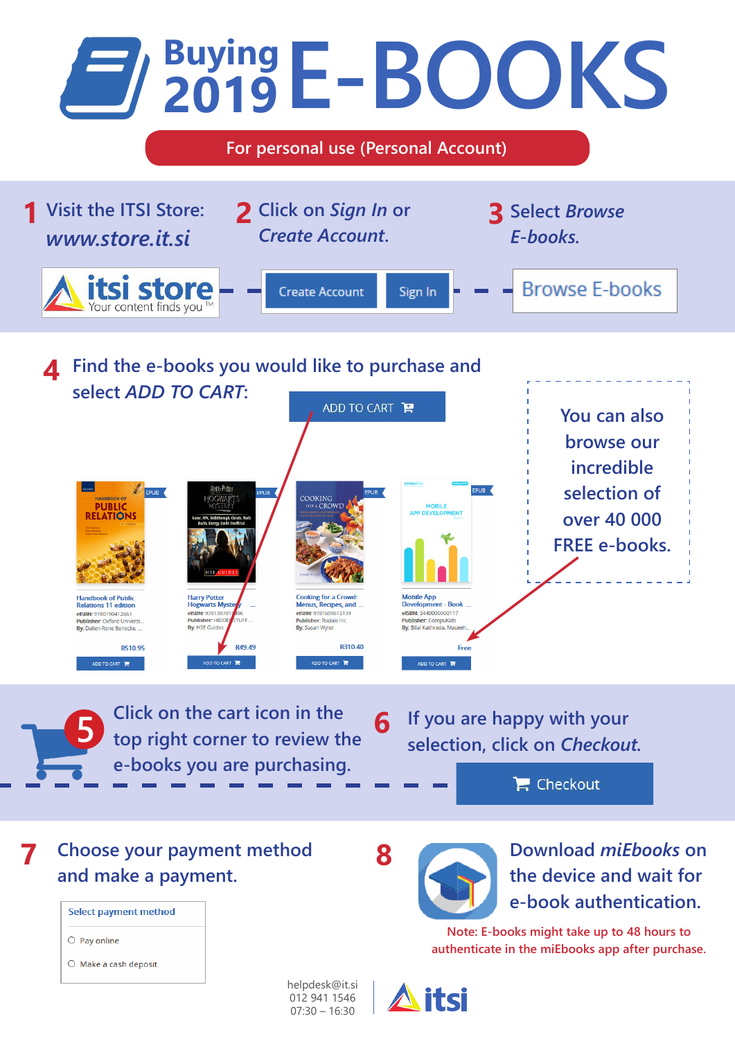# Buying 2019 E-BOOKS

**For personal use (Personal Account)**

1 Visit the ITSI Store: *www.store.it.si*

itsi store — Your content finds you™

2 Click on *Sign In* or *Create Account*.

Create Account | Sign In

3 Select *Browse E-books*.

Browse E-books

4 Find the e-books you would like to purchase and select *ADD TO CART*:

ADD TO CART

You can also browse our incredible selection of over 40 000 FREE e-books.

| Handbook of Public Relations 11 edition | Harry Potter Hogwarts Mystery ... | Cooking for a Crowd: Menus, Recipes, and ... | Mobile App Development - Book ... |
|---|---|---|---|
| eISBN: 9780190412661 | eISBN: 9781387811496 | eISBN: 9781609612139 | eISBN: 3440000000117 |
| Publisher: Oxford Universi... | Publisher: HIDDEN STUFF ... | Publisher: Rodale Inc | Publisher: CompuKids |
| By: Dallen Rene Benecke, ... | By: HSE Guides | By: Susan Wyler | By: Bilal Kathrada, Maseeh... |
| R510.95 | R49.49 | R310.40 | Free |
| ADD TO CART | ADD TO CART | ADD TO CART | ADD TO CART |

5 Click on the cart icon in the top right corner to review the e-books you are purchasing.

6 If you are happy with your selection, click on *Checkout*.

Checkout

7 Choose your payment method and make a payment.

Select payment method
- ○ Pay online
- ○ Make a cash deposit

8 Download *miEbooks* on the device and wait for e-book authentication.

Note: E-books might take up to 48 hours to authenticate in the miEbooks app after purchase.

helpdesk@it.si
012 941 1546
07:30 – 16:30

itsi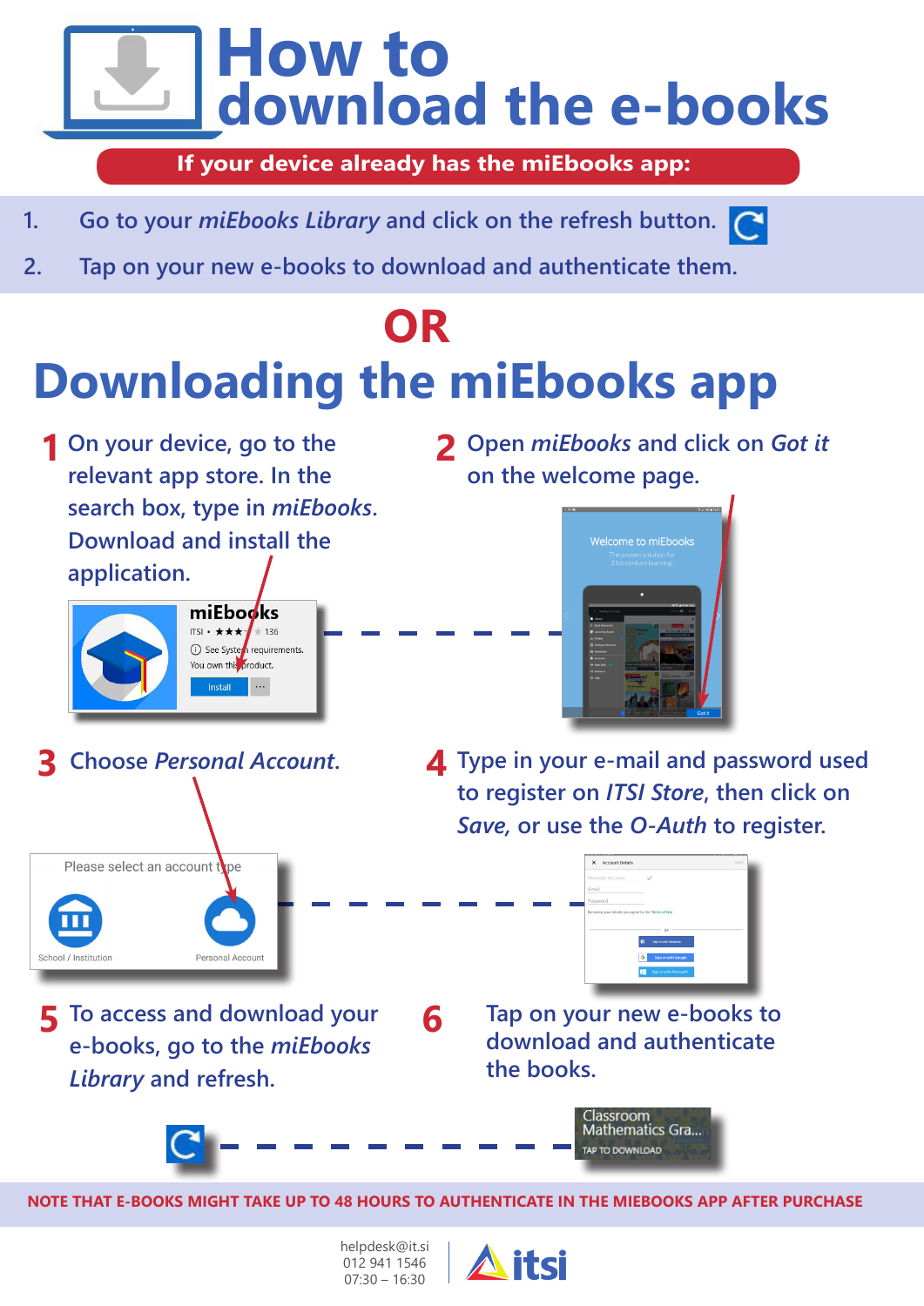# How to download the e-books

**If your device already has the miEbooks app:**

1. Go to your *miEbooks Library* and click on the refresh button.
2. Tap on your new e-books to download and authenticate them.

## OR

# Downloading the miEbooks app

**1** On your device, go to the relevant app store. In the search box, type in *miEbooks*. Download and install the application.

**2** Open *miEbooks* and click on *Got it* on the welcome page.

**3** Choose *Personal Account*.

**4** Type in your e-mail and password used to register on *ITSI Store*, then click on *Save*, or use the *O-Auth* to register.

**5** To access and download your e-books, go to the *miEbooks Library* and refresh.

**6** Tap on your new e-books to download and authenticate the books.

**NOTE THAT E-BOOKS MIGHT TAKE UP TO 48 HOURS TO AUTHENTICATE IN THE MIEBOOKS APP AFTER PURCHASE**

helpdesk@it.si
012 941 1546
07:30 – 16:30

itsi